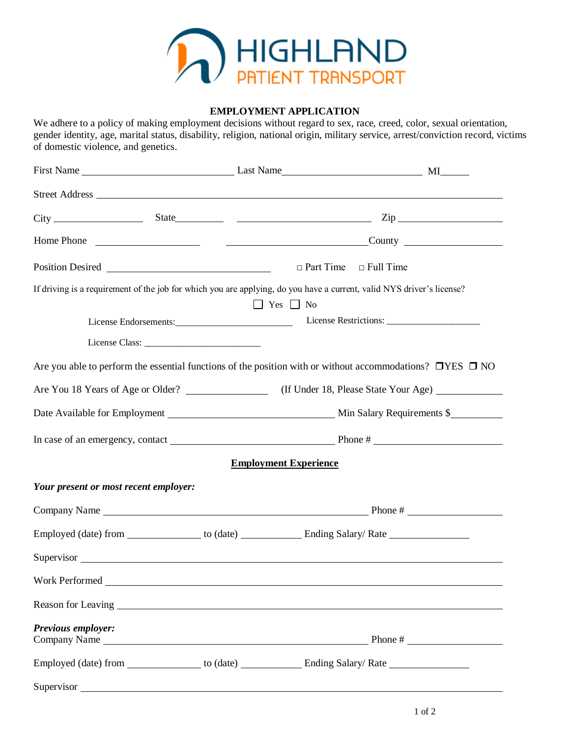HIGHLAND
PATIENT TRANSPORT

## EMPLOYMENT APPLICATION

We adhere to a policy of making employment decisions without regard to sex, race, creed, color, sexual orientation, gender identity, age, marital status, disability, religion, national origin, military service, arrest/conviction record, victims of domestic violence, and genetics.

First Name ______________________________ Last Name ____________________________ MI______

Street Address ____________________________________________________________________________

City __________________ State__________ __________________________ Zip ______________________

Home Phone ____________________ __________________________County ____________________

Position Desired ________________________________ □ Part Time □ Full Time

If driving is a requirement of the job for which you are applying, do you have a current, valid NYS driver's license?

☐ Yes ☐ No

License Endorsements:_________________________ License Restrictions: ____________________

License Class: _________________________

Are you able to perform the essential functions of the position with or without accommodations? ❒YES ❒ NO

Are You 18 Years of Age or Older? ________________ (If Under 18, Please State Your Age) ____________

Date Available for Employment ________________________________ Min Salary Requirements $__________

In case of an emergency, contact ________________________________ Phone # __________________________

## Employment Experience

***Your present or most recent employer:***

Company Name ____________________________________________________ Phone # __________________

Employed (date) from ______________ to (date) ____________ Ending Salary/ Rate ________________

Supervisor ________________________________________________________________________________

Work Performed ____________________________________________________________________________

Reason for Leaving ________________________________________________________________________

***Previous employer:***

Company Name ____________________________________________________ Phone # __________________

Employed (date) from ______________ to (date) ____________ Ending Salary/ Rate ________________

Supervisor ________________________________________________________________________________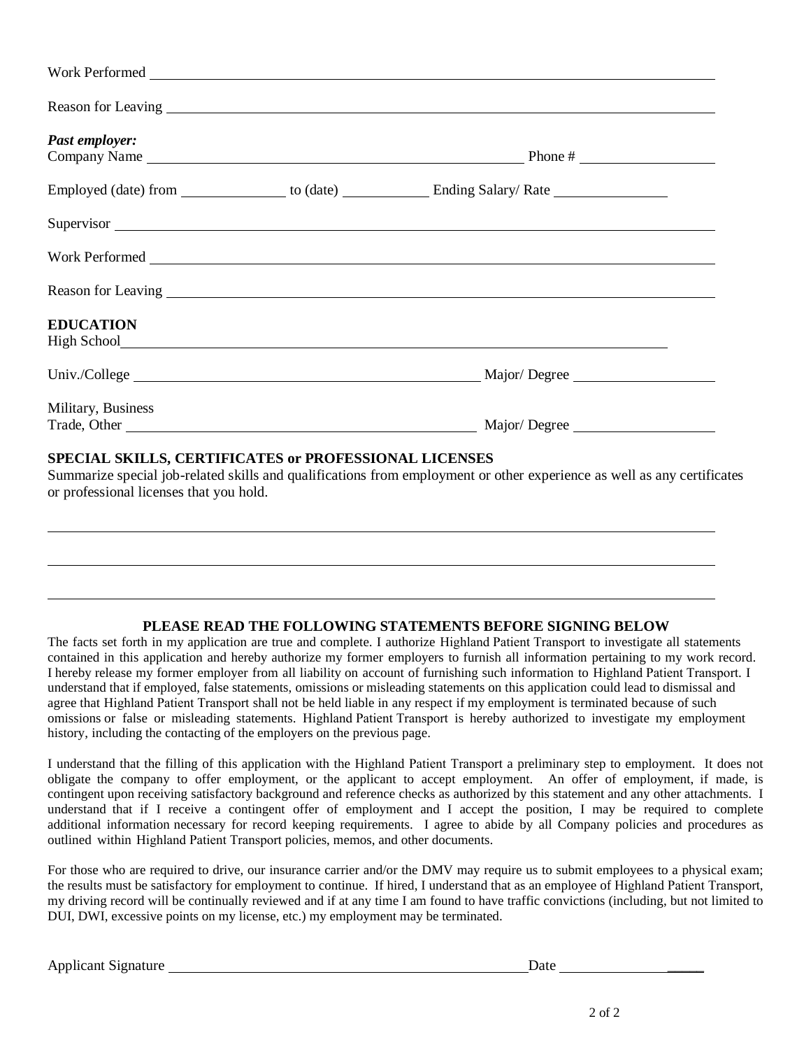Work Performed ______________________________________________

Reason for Leaving ______________________________________________

***Past employer:***

Company Name ______________________________ Phone # ______________

Employed (date) from ____________ to (date) ____________ Ending Salary/ Rate ____________

Supervisor ______________________________________________

Work Performed ______________________________________________

Reason for Leaving ______________________________________________

**EDUCATION**

High School ______________________________________________

Univ./College ______________________________ Major/ Degree ______________

Military, Business
Trade, Other ______________________________ Major/ Degree ______________

**SPECIAL SKILLS, CERTIFICATES or PROFESSIONAL LICENSES**

Summarize special job-related skills and qualifications from employment or other experience as well as any certificates or professional licenses that you hold.

______________________________________________

______________________________________________

______________________________________________

**PLEASE READ THE FOLLOWING STATEMENTS BEFORE SIGNING BELOW**

The facts set forth in my application are true and complete. I authorize Highland Patient Transport to investigate all statements contained in this application and hereby authorize my former employers to furnish all information pertaining to my work record. I hereby release my former employer from all liability on account of furnishing such information to Highland Patient Transport. I understand that if employed, false statements, omissions or misleading statements on this application could lead to dismissal and agree that Highland Patient Transport shall not be held liable in any respect if my employment is terminated because of such omissions or false or misleading statements. Highland Patient Transport is hereby authorized to investigate my employment history, including the contacting of the employers on the previous page.

I understand that the filling of this application with the Highland Patient Transport a preliminary step to employment. It does not obligate the company to offer employment, or the applicant to accept employment. An offer of employment, if made, is contingent upon receiving satisfactory background and reference checks as authorized by this statement and any other attachments. I understand that if I receive a contingent offer of employment and I accept the position, I may be required to complete additional information necessary for record keeping requirements. I agree to abide by all Company policies and procedures as outlined within Highland Patient Transport policies, memos, and other documents.

For those who are required to drive, our insurance carrier and/or the DMV may require us to submit employees to a physical exam; the results must be satisfactory for employment to continue. If hired, I understand that as an employee of Highland Patient Transport, my driving record will be continually reviewed and if at any time I am found to have traffic convictions (including, but not limited to DUI, DWI, excessive points on my license, etc.) my employment may be terminated.

Applicant Signature ______________________________ Date ______________